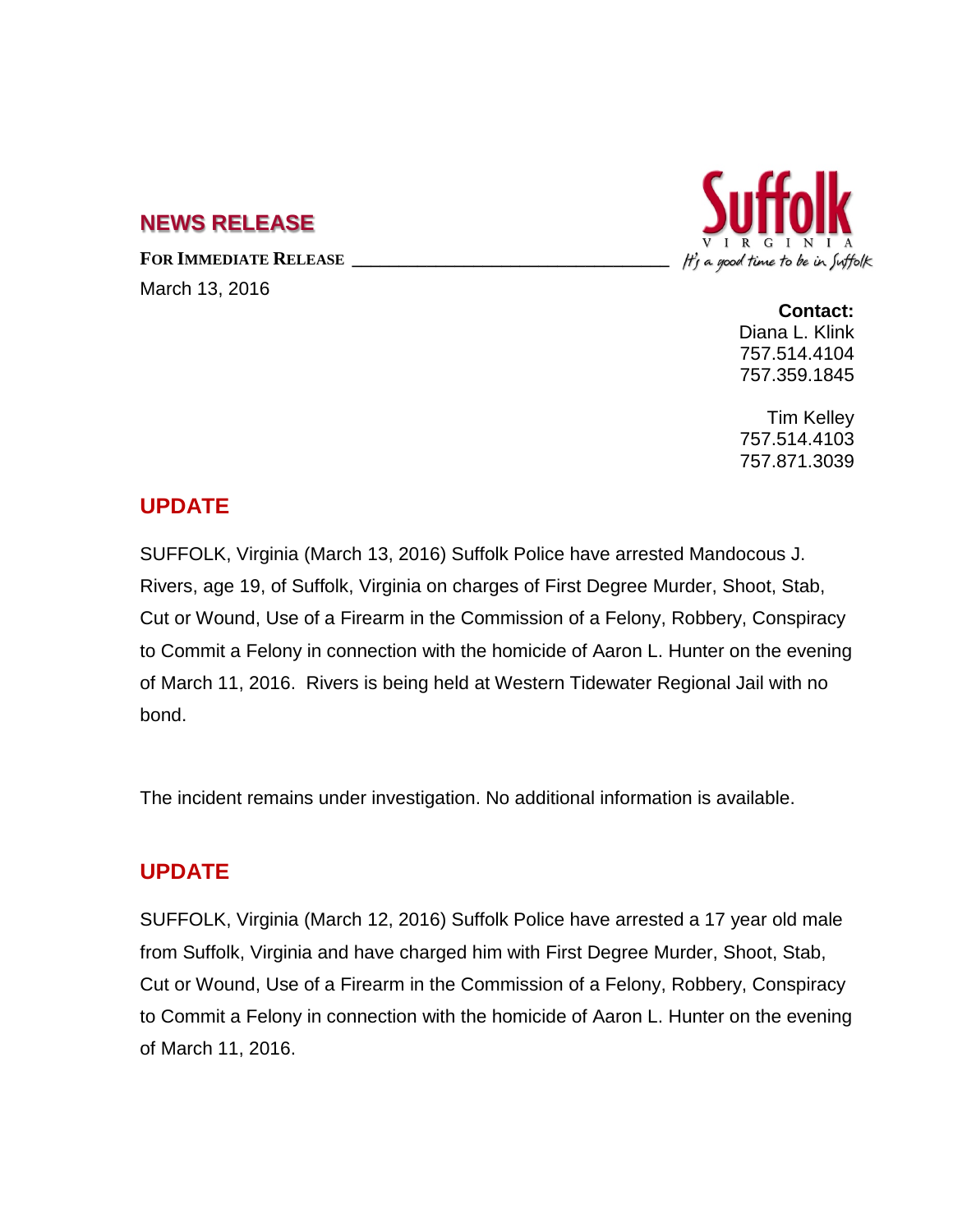## NEWS RELEASE

**FOR IMMEDIATE RELEASE**

March 13, 2016

Suffolk
VIRGINIA
*It's a good time to be in Suffolk*

**Contact:**
Diana L. Klink
757.514.4104
757.359.1845

Tim Kelley
757.514.4103
757.871.3039

## UPDATE

SUFFOLK, Virginia (March 13, 2016) Suffolk Police have arrested Mandocous J. Rivers, age 19, of Suffolk, Virginia on charges of First Degree Murder, Shoot, Stab, Cut or Wound, Use of a Firearm in the Commission of a Felony, Robbery, Conspiracy to Commit a Felony in connection with the homicide of Aaron L. Hunter on the evening of March 11, 2016. Rivers is being held at Western Tidewater Regional Jail with no bond.

The incident remains under investigation. No additional information is available.

## UPDATE

SUFFOLK, Virginia (March 12, 2016) Suffolk Police have arrested a 17 year old male from Suffolk, Virginia and have charged him with First Degree Murder, Shoot, Stab, Cut or Wound, Use of a Firearm in the Commission of a Felony, Robbery, Conspiracy to Commit a Felony in connection with the homicide of Aaron L. Hunter on the evening of March 11, 2016.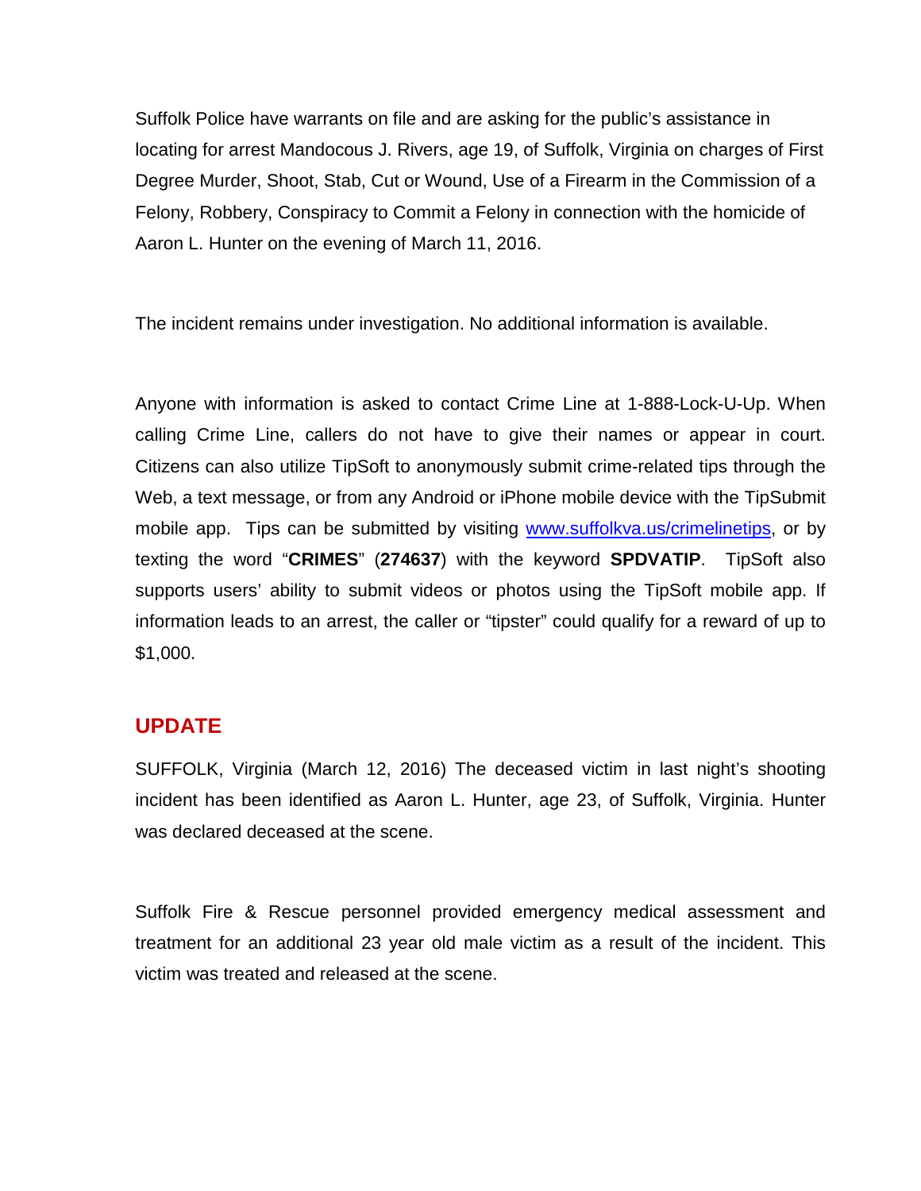Suffolk Police have warrants on file and are asking for the public's assistance in locating for arrest Mandocous J. Rivers, age 19, of Suffolk, Virginia on charges of First Degree Murder, Shoot, Stab, Cut or Wound, Use of a Firearm in the Commission of a Felony, Robbery, Conspiracy to Commit a Felony in connection with the homicide of Aaron L. Hunter on the evening of March 11, 2016.

The incident remains under investigation. No additional information is available.

Anyone with information is asked to contact Crime Line at 1-888-Lock-U-Up. When calling Crime Line, callers do not have to give their names or appear in court. Citizens can also utilize TipSoft to anonymously submit crime-related tips through the Web, a text message, or from any Android or iPhone mobile device with the TipSubmit mobile app. Tips can be submitted by visiting [www.suffolkva.us/crimelinetips](http://www.suffolkva.us/crimelinetips), or by texting the word "**CRIMES**" (**274637**) with the keyword **SPDVATIP**. TipSoft also supports users' ability to submit videos or photos using the TipSoft mobile app. If information leads to an arrest, the caller or "tipster" could qualify for a reward of up to $1,000.

## UPDATE

SUFFOLK, Virginia (March 12, 2016) The deceased victim in last night's shooting incident has been identified as Aaron L. Hunter, age 23, of Suffolk, Virginia. Hunter was declared deceased at the scene.

Suffolk Fire & Rescue personnel provided emergency medical assessment and treatment for an additional 23 year old male victim as a result of the incident. This victim was treated and released at the scene.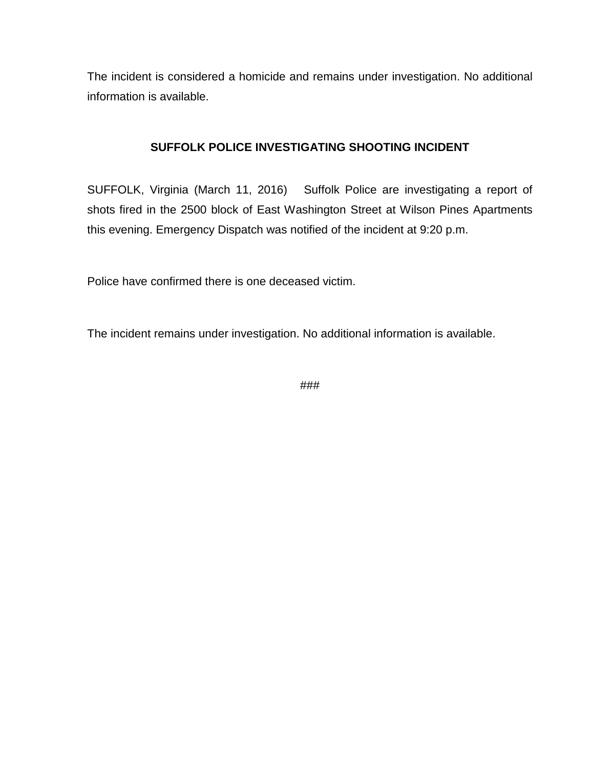The incident is considered a homicide and remains under investigation. No additional information is available.

**SUFFOLK POLICE INVESTIGATING SHOOTING INCIDENT**

SUFFOLK, Virginia (March 11, 2016) Suffolk Police are investigating a report of shots fired in the 2500 block of East Washington Street at Wilson Pines Apartments this evening. Emergency Dispatch was notified of the incident at 9:20 p.m.

Police have confirmed there is one deceased victim.

The incident remains under investigation. No additional information is available.

###